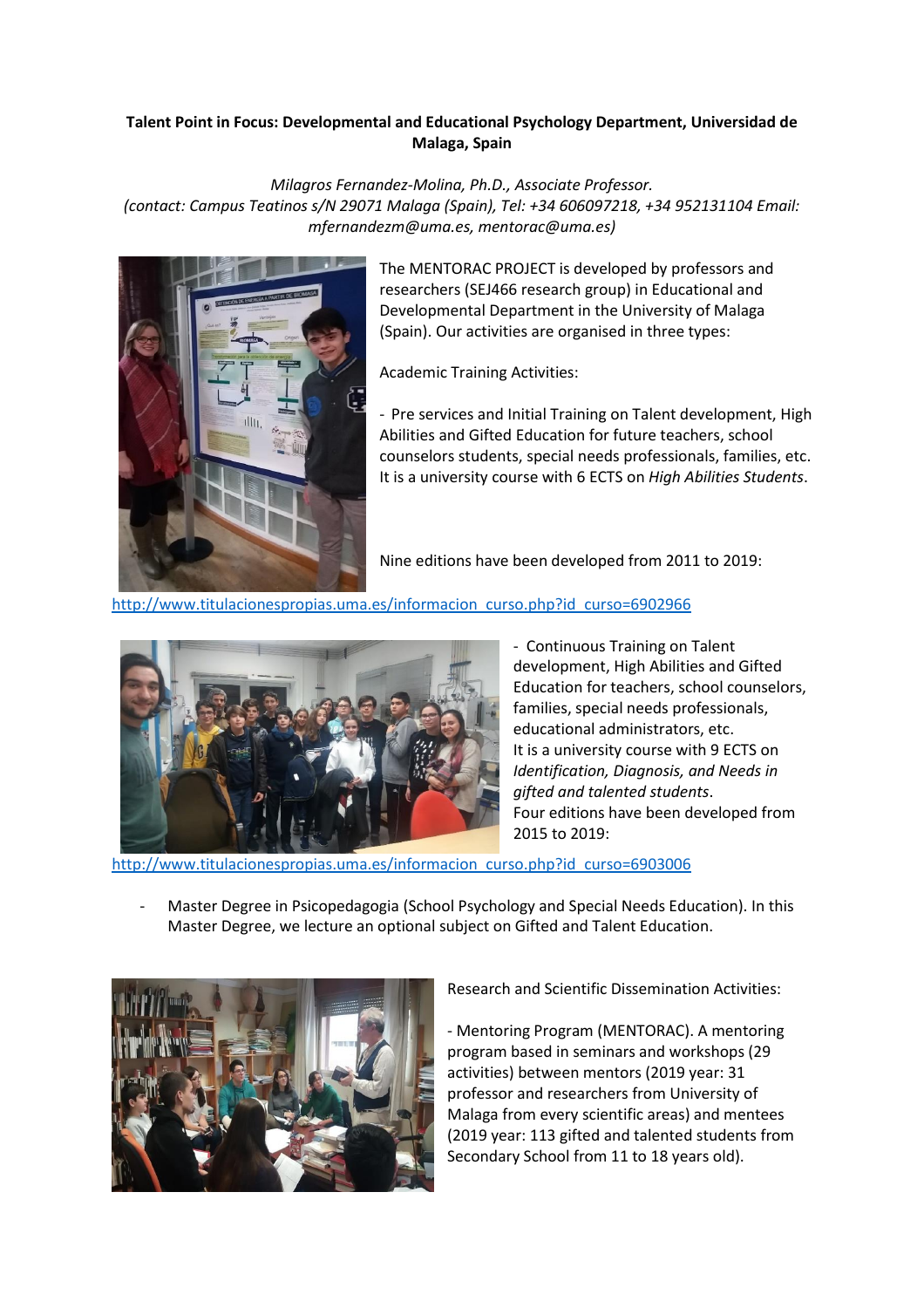**Talent Point in Focus: Developmental and Educational Psychology Department, Universidad de Malaga, Spain**

*Milagros Fernandez-Molina, Ph.D., Associate Professor.*
*(contact: Campus Teatinos s/N 29071 Malaga (Spain), Tel: +34 606097218, +34 952131104 Email: mfernandezm@uma.es, mentorac@uma.es)*

The MENTORAC PROJECT is developed by professors and researchers (SEJ466 research group) in Educational and Developmental Department in the University of Malaga (Spain). Our activities are organised in three types:

Academic Training Activities:

- Pre services and Initial Training on Talent development, High Abilities and Gifted Education for future teachers, school counselors students, special needs professionals, families, etc. It is a university course with 6 ECTS on *High Abilities Students*.

Nine editions have been developed from 2011 to 2019:

http://www.titulacionespropias.uma.es/informacion_curso.php?id_curso=6902966

- Continuous Training on Talent development, High Abilities and Gifted Education for teachers, school counselors, families, special needs professionals, educational administrators, etc.
It is a university course with 9 ECTS on *Identification, Diagnosis, and Needs in gifted and talented students*.
Four editions have been developed from 2015 to 2019:

http://www.titulacionespropias.uma.es/informacion_curso.php?id_curso=6903006

- Master Degree in Psicopedagogia (School Psychology and Special Needs Education). In this Master Degree, we lecture an optional subject on Gifted and Talent Education.

Research and Scientific Dissemination Activities:

- Mentoring Program (MENTORAC). A mentoring program based in seminars and workshops (29 activities) between mentors (2019 year: 31 professor and researchers from University of Malaga from every scientific areas) and mentees (2019 year: 113 gifted and talented students from Secondary School from 11 to 18 years old).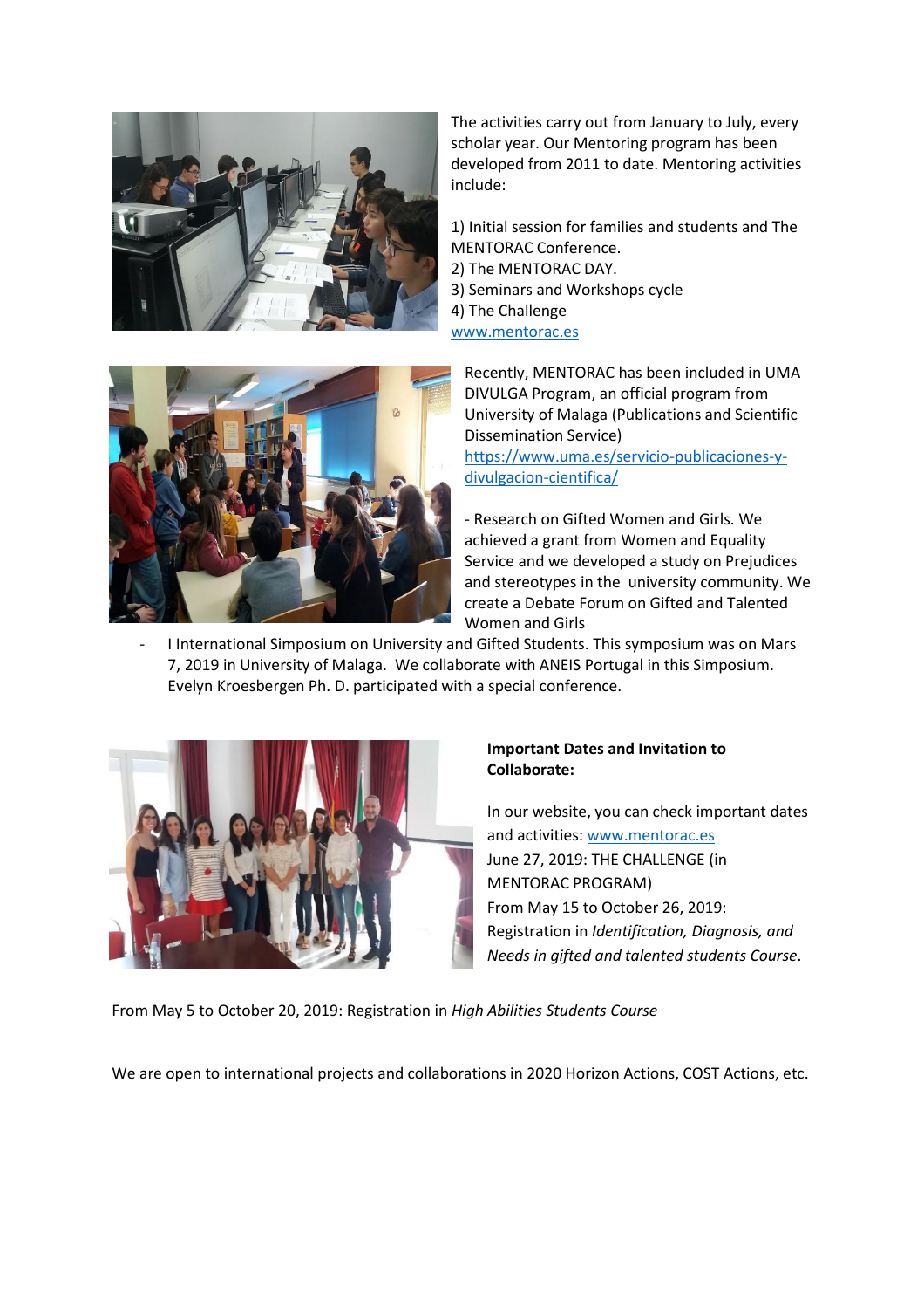The activities carry out from January to July, every scholar year. Our Mentoring program has been developed from 2011 to date. Mentoring activities include:

1) Initial session for families and students and The MENTORAC Conference.
2) The MENTORAC DAY.
3) Seminars and Workshops cycle
4) The Challenge

[www.mentorac.es](http://www.mentorac.es)

Recently, MENTORAC has been included in UMA DIVULGA Program, an official program from University of Malaga (Publications and Scientific Dissemination Service) [https://www.uma.es/servicio-publicaciones-y-divulgacion-cientifica/](https://www.uma.es/servicio-publicaciones-y-divulgacion-cientifica/)

- Research on Gifted Women and Girls. We achieved a grant from Women and Equality Service and we developed a study on Prejudices and stereotypes in the university community. We create a Debate Forum on Gifted and Talented Women and Girls
- I International Simposium on University and Gifted Students. This symposium was on Mars 7, 2019 in University of Malaga. We collaborate with ANEIS Portugal in this Simposium. Evelyn Kroesbergen Ph. D. participated with a special conference.

**Important Dates and Invitation to Collaborate:**

In our website, you can check important dates and activities: [www.mentorac.es](http://www.mentorac.es)
June 27, 2019: THE CHALLENGE (in MENTORAC PROGRAM)
From May 15 to October 26, 2019: Registration in *Identification, Diagnosis, and Needs in gifted and talented students Course*.

From May 5 to October 20, 2019: Registration in *High Abilities Students Course*

We are open to international projects and collaborations in 2020 Horizon Actions, COST Actions, etc.